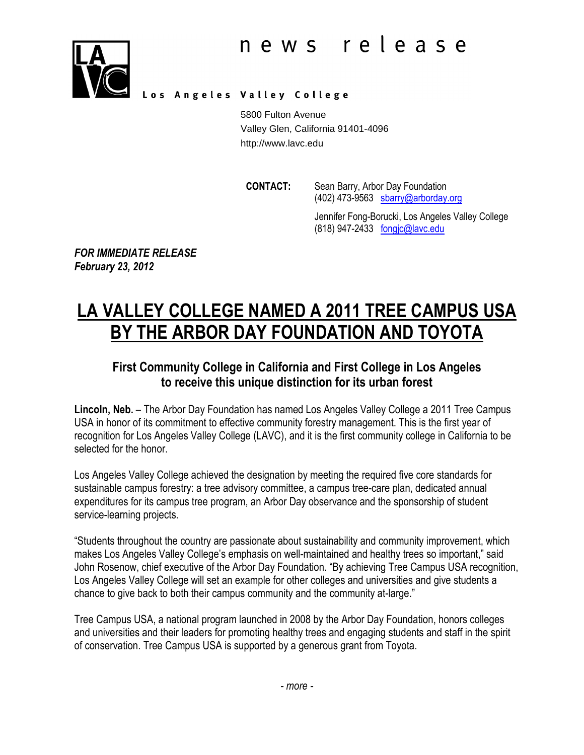news release

**Los Angeles Valley College**

5800 Fulton Avenue
Valley Glen, California 91401-4096
http://www.lavc.edu

**CONTACT:** Sean Barry, Arbor Day Foundation
(402) 473-9563 sbarry@arborday.org

Jennifer Fong-Borucki, Los Angeles Valley College
(818) 947-2433 fongjc@lavc.edu

***FOR IMMEDIATE RELEASE***
***February 23, 2012***

# LA VALLEY COLLEGE NAMED A 2011 TREE CAMPUS USA BY THE ARBOR DAY FOUNDATION AND TOYOTA

### First Community College in California and First College in Los Angeles to receive this unique distinction for its urban forest

**Lincoln, Neb.** – The Arbor Day Foundation has named Los Angeles Valley College a 2011 Tree Campus USA in honor of its commitment to effective community forestry management. This is the first year of recognition for Los Angeles Valley College (LAVC), and it is the first community college in California to be selected for the honor.

Los Angeles Valley College achieved the designation by meeting the required five core standards for sustainable campus forestry: a tree advisory committee, a campus tree-care plan, dedicated annual expenditures for its campus tree program, an Arbor Day observance and the sponsorship of student service-learning projects.

"Students throughout the country are passionate about sustainability and community improvement, which makes Los Angeles Valley College's emphasis on well-maintained and healthy trees so important," said John Rosenow, chief executive of the Arbor Day Foundation. "By achieving Tree Campus USA recognition, Los Angeles Valley College will set an example for other colleges and universities and give students a chance to give back to both their campus community and the community at-large."

Tree Campus USA, a national program launched in 2008 by the Arbor Day Foundation, honors colleges and universities and their leaders for promoting healthy trees and engaging students and staff in the spirit of conservation. Tree Campus USA is supported by a generous grant from Toyota.

*- more -*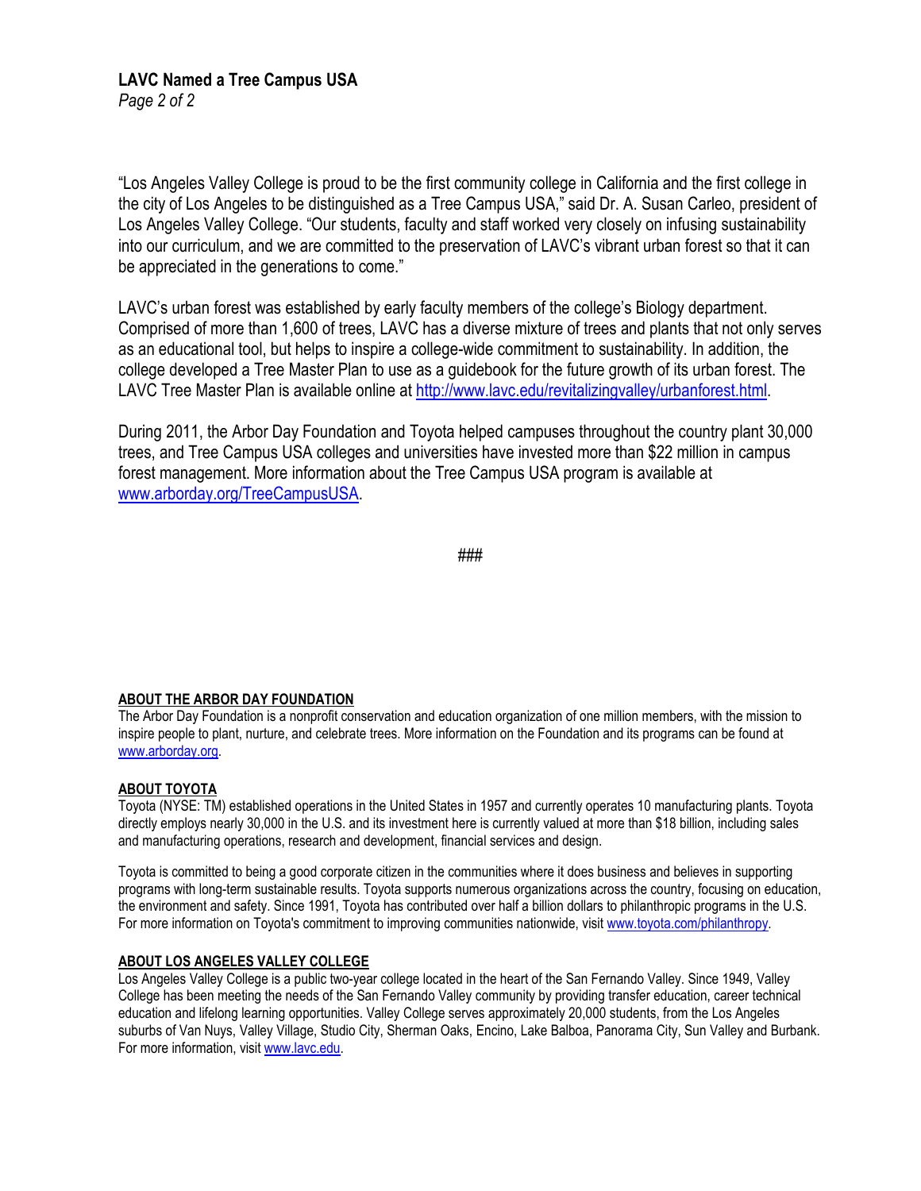"Los Angeles Valley College is proud to be the first community college in California and the first college in the city of Los Angeles to be distinguished as a Tree Campus USA," said Dr. A. Susan Carleo, president of Los Angeles Valley College. "Our students, faculty and staff worked very closely on infusing sustainability into our curriculum, and we are committed to the preservation of LAVC's vibrant urban forest so that it can be appreciated in the generations to come."

LAVC's urban forest was established by early faculty members of the college's Biology department. Comprised of more than 1,600 of trees, LAVC has a diverse mixture of trees and plants that not only serves as an educational tool, but helps to inspire a college-wide commitment to sustainability. In addition, the college developed a Tree Master Plan to use as a guidebook for the future growth of its urban forest. The LAVC Tree Master Plan is available online at http://www.lavc.edu/revitalizingvalley/urbanforest.html.

During 2011, the Arbor Day Foundation and Toyota helped campuses throughout the country plant 30,000 trees, and Tree Campus USA colleges and universities have invested more than $22 million in campus forest management. More information about the Tree Campus USA program is available at www.arborday.org/TreeCampusUSA.

###

**ABOUT THE ARBOR DAY FOUNDATION**

The Arbor Day Foundation is a nonprofit conservation and education organization of one million members, with the mission to inspire people to plant, nurture, and celebrate trees. More information on the Foundation and its programs can be found at www.arborday.org.

**ABOUT TOYOTA**

Toyota (NYSE: TM) established operations in the United States in 1957 and currently operates 10 manufacturing plants. Toyota directly employs nearly 30,000 in the U.S. and its investment here is currently valued at more than $18 billion, including sales and manufacturing operations, research and development, financial services and design.

Toyota is committed to being a good corporate citizen in the communities where it does business and believes in supporting programs with long-term sustainable results. Toyota supports numerous organizations across the country, focusing on education, the environment and safety. Since 1991, Toyota has contributed over half a billion dollars to philanthropic programs in the U.S. For more information on Toyota's commitment to improving communities nationwide, visit www.toyota.com/philanthropy.

**ABOUT LOS ANGELES VALLEY COLLEGE**

Los Angeles Valley College is a public two-year college located in the heart of the San Fernando Valley. Since 1949, Valley College has been meeting the needs of the San Fernando Valley community by providing transfer education, career technical education and lifelong learning opportunities. Valley College serves approximately 20,000 students, from the Los Angeles suburbs of Van Nuys, Valley Village, Studio City, Sherman Oaks, Encino, Lake Balboa, Panorama City, Sun Valley and Burbank. For more information, visit www.lavc.edu.